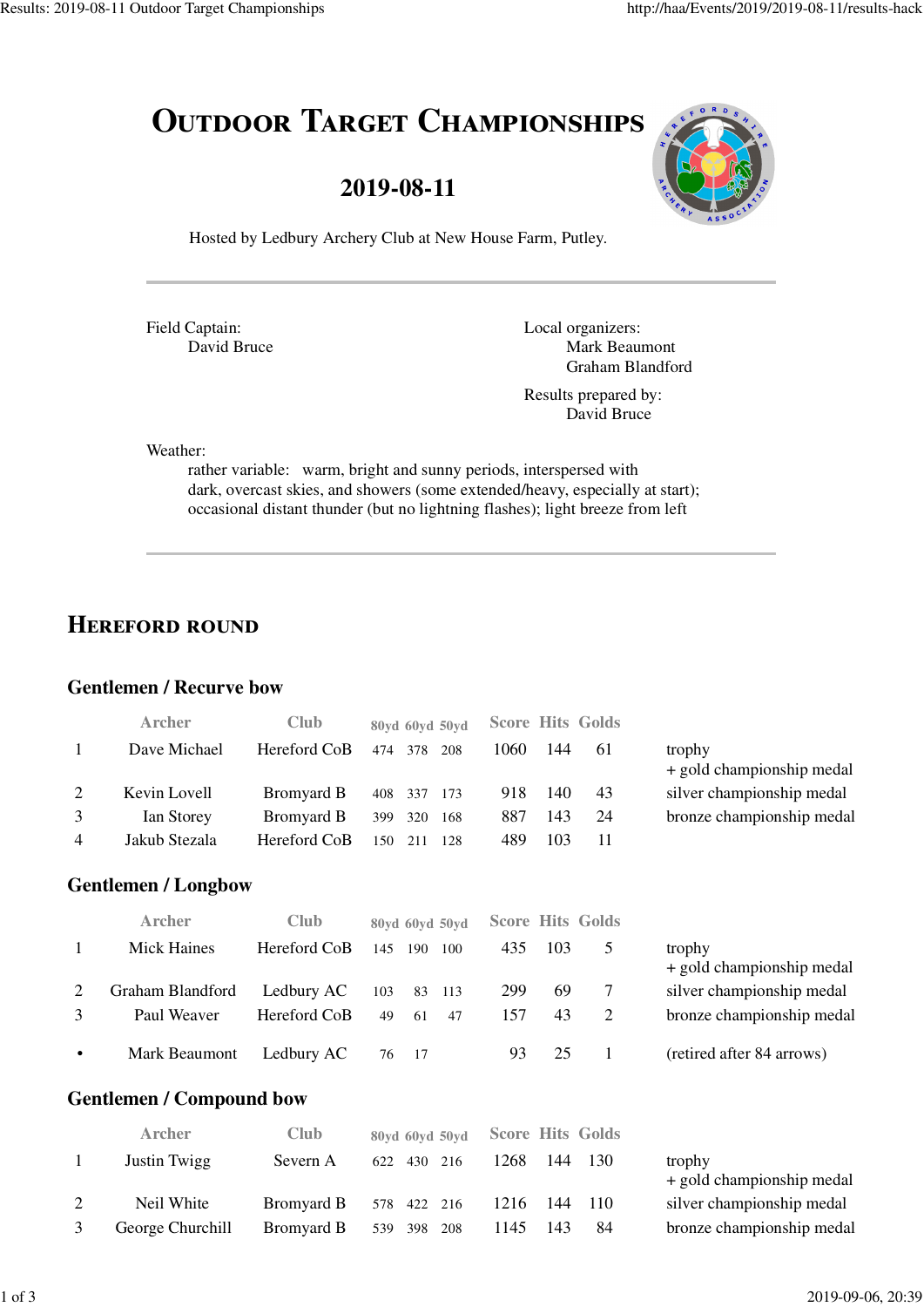# Outdoor Target Championships

## 2019-08-11

Hosted by Ledbury Archery Club at New House Farm, Putley.

---

Field Captain:
David Bruce

Local organizers:
Mark Beaumont
Graham Blandford

Results prepared by:
David Bruce

Weather:
rather variable: warm, bright and sunny periods, interspersed with dark, overcast skies, and showers (some extended/heavy, especially at start); occasional distant thunder (but no lightning flashes); light breeze from left

---

## Hereford round

### Gentlemen / Recurve bow

| | Archer | Club | 80yd | 60yd | 50yd | Score | Hits | Golds | |
|---|---|---|---|---|---|---|---|---|---|
| 1 | Dave Michael | Hereford CoB | 474 | 378 | 208 | 1060 | 144 | 61 | trophy + gold championship medal |
| 2 | Kevin Lovell | Bromyard B | 408 | 337 | 173 | 918 | 140 | 43 | silver championship medal |
| 3 | Ian Storey | Bromyard B | 399 | 320 | 168 | 887 | 143 | 24 | bronze championship medal |
| 4 | Jakub Stezala | Hereford CoB | 150 | 211 | 128 | 489 | 103 | 11 | |

### Gentlemen / Longbow

| | Archer | Club | 80yd | 60yd | 50yd | Score | Hits | Golds | |
|---|---|---|---|---|---|---|---|---|---|
| 1 | Mick Haines | Hereford CoB | 145 | 190 | 100 | 435 | 103 | 5 | trophy + gold championship medal |
| 2 | Graham Blandford | Ledbury AC | 103 | 83 | 113 | 299 | 69 | 7 | silver championship medal |
| 3 | Paul Weaver | Hereford CoB | 49 | 61 | 47 | 157 | 43 | 2 | bronze championship medal |
| • | Mark Beaumont | Ledbury AC | 76 | 17 | | 93 | 25 | 1 | (retired after 84 arrows) |

### Gentlemen / Compound bow

| | Archer | Club | 80yd | 60yd | 50yd | Score | Hits | Golds | |
|---|---|---|---|---|---|---|---|---|---|
| 1 | Justin Twigg | Severn A | 622 | 430 | 216 | 1268 | 144 | 130 | trophy + gold championship medal |
| 2 | Neil White | Bromyard B | 578 | 422 | 216 | 1216 | 144 | 110 | silver championship medal |
| 3 | George Churchill | Bromyard B | 539 | 398 | 208 | 1145 | 143 | 84 | bronze championship medal |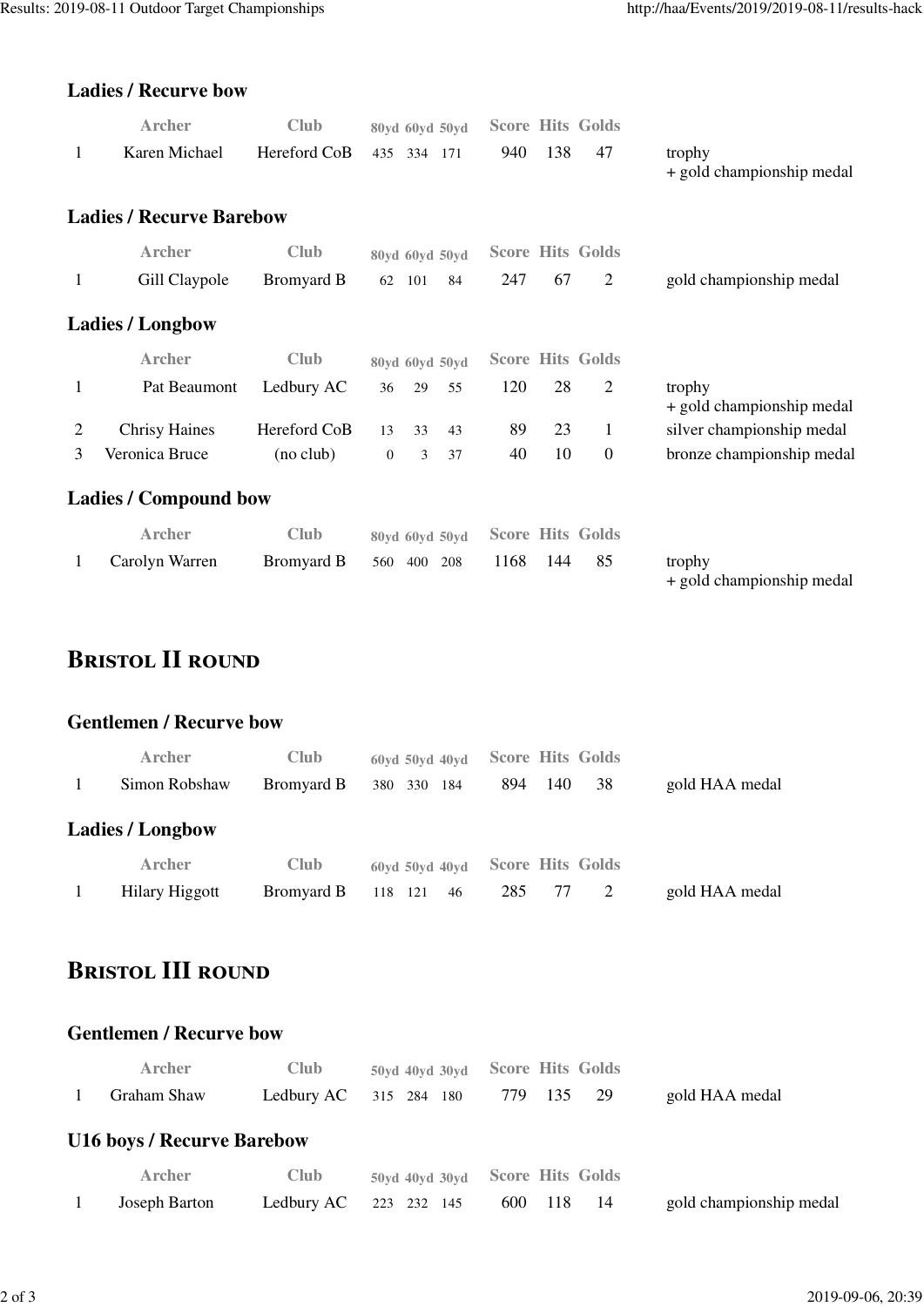### Ladies / Recurve bow

| | Archer | Club | 80yd | 60yd | 50yd | Score | Hits | Golds | |
|---|---|---|---|---|---|---|---|---|---|
| 1 | Karen Michael | Hereford CoB | 435 | 334 | 171 | 940 | 138 | 47 | trophy + gold championship medal |

### Ladies / Recurve Barebow

| | Archer | Club | 80yd | 60yd | 50yd | Score | Hits | Golds | |
|---|---|---|---|---|---|---|---|---|---|
| 1 | Gill Claypole | Bromyard B | 62 | 101 | 84 | 247 | 67 | 2 | gold championship medal |

### Ladies / Longbow

| | Archer | Club | 80yd | 60yd | 50yd | Score | Hits | Golds | |
|---|---|---|---|---|---|---|---|---|---|
| 1 | Pat Beaumont | Ledbury AC | 36 | 29 | 55 | 120 | 28 | 2 | trophy + gold championship medal |
| 2 | Chrisy Haines | Hereford CoB | 13 | 33 | 43 | 89 | 23 | 1 | silver championship medal |
| 3 | Veronica Bruce | (no club) | 0 | 3 | 37 | 40 | 10 | 0 | bronze championship medal |

### Ladies / Compound bow

| | Archer | Club | 80yd | 60yd | 50yd | Score | Hits | Golds | |
|---|---|---|---|---|---|---|---|---|---|
| 1 | Carolyn Warren | Bromyard B | 560 | 400 | 208 | 1168 | 144 | 85 | trophy + gold championship medal |

## Bristol II round

### Gentlemen / Recurve bow

| | Archer | Club | 60yd | 50yd | 40yd | Score | Hits | Golds | |
|---|---|---|---|---|---|---|---|---|---|
| 1 | Simon Robshaw | Bromyard B | 380 | 330 | 184 | 894 | 140 | 38 | gold HAA medal |

### Ladies / Longbow

| | Archer | Club | 60yd | 50yd | 40yd | Score | Hits | Golds | |
|---|---|---|---|---|---|---|---|---|---|
| 1 | Hilary Higgott | Bromyard B | 118 | 121 | 46 | 285 | 77 | 2 | gold HAA medal |

## Bristol III round

### Gentlemen / Recurve bow

| | Archer | Club | 50yd | 40yd | 30yd | Score | Hits | Golds | |
|---|---|---|---|---|---|---|---|---|---|
| 1 | Graham Shaw | Ledbury AC | 315 | 284 | 180 | 779 | 135 | 29 | gold HAA medal |

### U16 boys / Recurve Barebow

| | Archer | Club | 50yd | 40yd | 30yd | Score | Hits | Golds | |
|---|---|---|---|---|---|---|---|---|---|
| 1 | Joseph Barton | Ledbury AC | 223 | 232 | 145 | 600 | 118 | 14 | gold championship medal |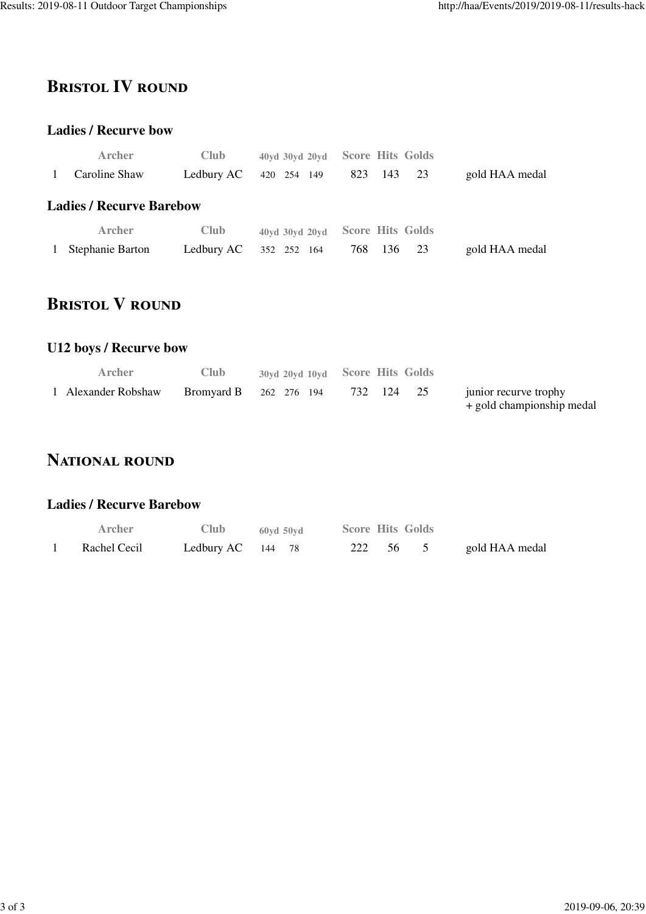## Bristol IV round

### Ladies / Recurve bow

| | Archer | Club | 40yd | 30yd | 20yd | Score | Hits | Golds | |
|---|---|---|---|---|---|---|---|---|---|
| 1 | Caroline Shaw | Ledbury AC | 420 | 254 | 149 | 823 | 143 | 23 | gold HAA medal |

### Ladies / Recurve Barebow

| | Archer | Club | 40yd | 30yd | 20yd | Score | Hits | Golds | |
|---|---|---|---|---|---|---|---|---|---|
| 1 | Stephanie Barton | Ledbury AC | 352 | 252 | 164 | 768 | 136 | 23 | gold HAA medal |

## Bristol V round

### U12 boys / Recurve bow

| | Archer | Club | 30yd | 20yd | 10yd | Score | Hits | Golds | |
|---|---|---|---|---|---|---|---|---|---|
| 1 | Alexander Robshaw | Bromyard B | 262 | 276 | 194 | 732 | 124 | 25 | junior recurve trophy + gold championship medal |

## National round

### Ladies / Recurve Barebow

| | Archer | Club | 60yd | 50yd | Score | Hits | Golds | |
|---|---|---|---|---|---|---|---|---|
| 1 | Rachel Cecil | Ledbury AC | 144 | 78 | 222 | 56 | 5 | gold HAA medal |